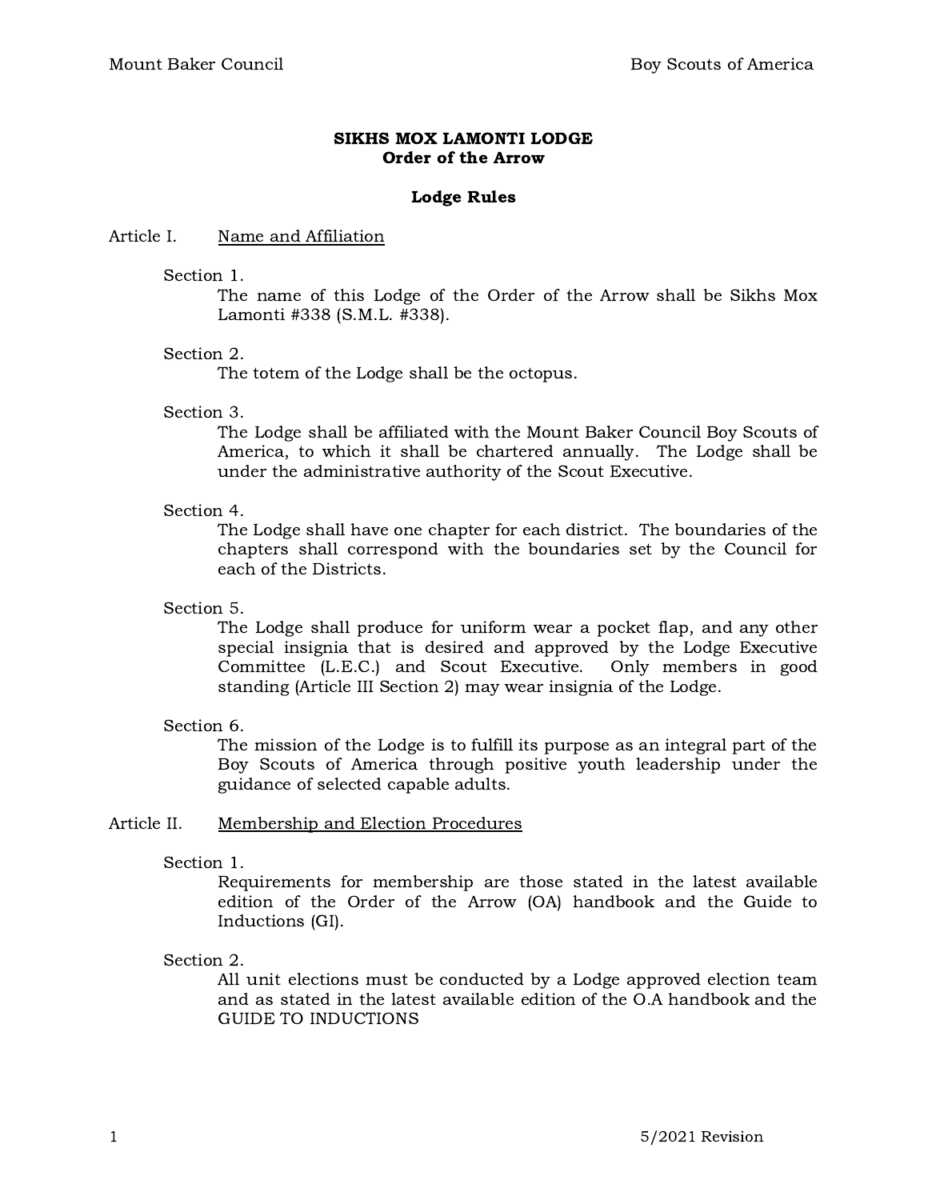# SIKHS MOX LAMONTI LODGE
## Order of the Arrow

### Lodge Rules

Article I. Name and Affiliation

Section 1.
The name of this Lodge of the Order of the Arrow shall be Sikhs Mox Lamonti #338 (S.M.L. #338).

Section 2.
The totem of the Lodge shall be the octopus.

Section 3.
The Lodge shall be affiliated with the Mount Baker Council Boy Scouts of America, to which it shall be chartered annually. The Lodge shall be under the administrative authority of the Scout Executive.

Section 4.
The Lodge shall have one chapter for each district. The boundaries of the chapters shall correspond with the boundaries set by the Council for each of the Districts.

Section 5.
The Lodge shall produce for uniform wear a pocket flap, and any other special insignia that is desired and approved by the Lodge Executive Committee (L.E.C.) and Scout Executive. Only members in good standing (Article III Section 2) may wear insignia of the Lodge.

Section 6.
The mission of the Lodge is to fulfill its purpose as an integral part of the Boy Scouts of America through positive youth leadership under the guidance of selected capable adults.

Article II. Membership and Election Procedures

Section 1.
Requirements for membership are those stated in the latest available edition of the Order of the Arrow (OA) handbook and the Guide to Inductions (GI).

Section 2.
All unit elections must be conducted by a Lodge approved election team and as stated in the latest available edition of the O.A handbook and the GUIDE TO INDUCTIONS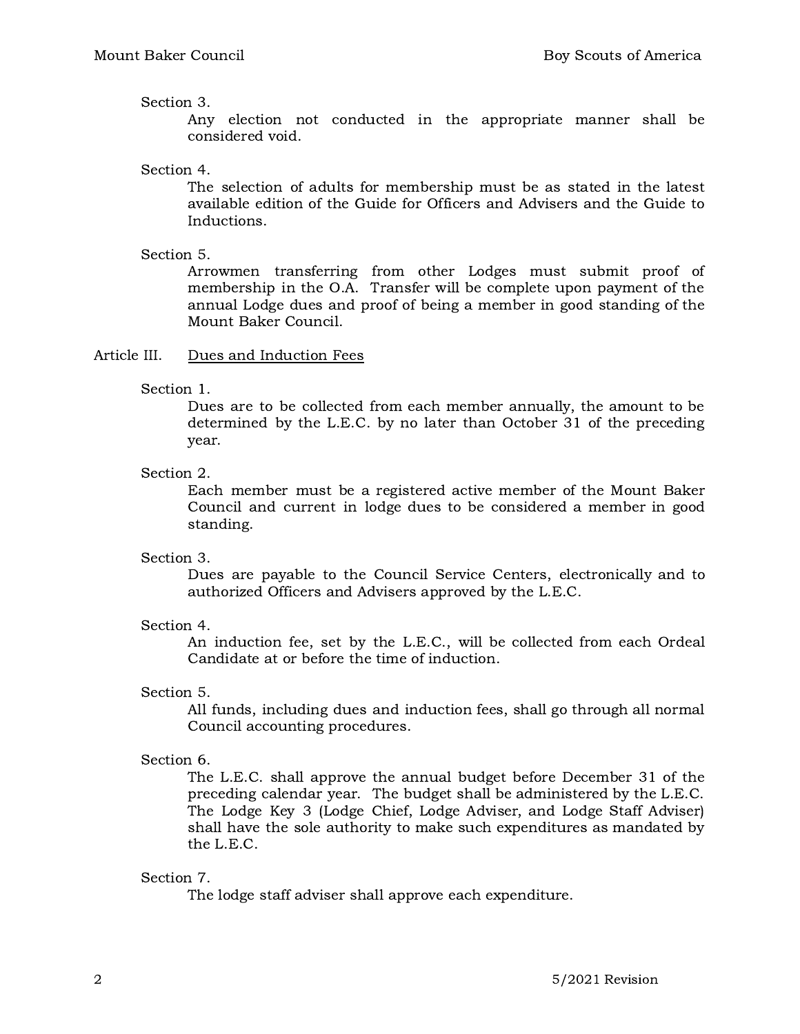Section 3.

Any election not conducted in the appropriate manner shall be considered void.

Section 4.

The selection of adults for membership must be as stated in the latest available edition of the Guide for Officers and Advisers and the Guide to Inductions.

Section 5.

Arrowmen transferring from other Lodges must submit proof of membership in the O.A. Transfer will be complete upon payment of the annual Lodge dues and proof of being a member in good standing of the Mount Baker Council.

## Article III. Dues and Induction Fees

Section 1.

Dues are to be collected from each member annually, the amount to be determined by the L.E.C. by no later than October 31 of the preceding year.

Section 2.

Each member must be a registered active member of the Mount Baker Council and current in lodge dues to be considered a member in good standing.

Section 3.

Dues are payable to the Council Service Centers, electronically and to authorized Officers and Advisers approved by the L.E.C.

Section 4.

An induction fee, set by the L.E.C., will be collected from each Ordeal Candidate at or before the time of induction.

Section 5.

All funds, including dues and induction fees, shall go through all normal Council accounting procedures.

Section 6.

The L.E.C. shall approve the annual budget before December 31 of the preceding calendar year. The budget shall be administered by the L.E.C. The Lodge Key 3 (Lodge Chief, Lodge Adviser, and Lodge Staff Adviser) shall have the sole authority to make such expenditures as mandated by the L.E.C.

Section 7.

The lodge staff adviser shall approve each expenditure.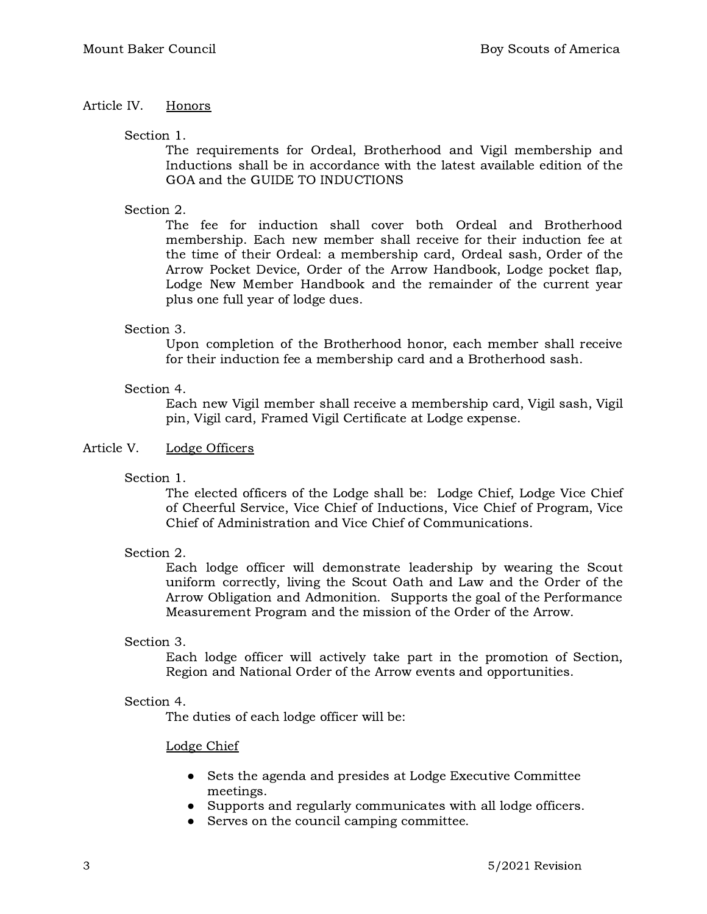## Article IV. Honors

### Section 1.

The requirements for Ordeal, Brotherhood and Vigil membership and Inductions shall be in accordance with the latest available edition of the GOA and the GUIDE TO INDUCTIONS

### Section 2.

The fee for induction shall cover both Ordeal and Brotherhood membership. Each new member shall receive for their induction fee at the time of their Ordeal: a membership card, Ordeal sash, Order of the Arrow Pocket Device, Order of the Arrow Handbook, Lodge pocket flap, Lodge New Member Handbook and the remainder of the current year plus one full year of lodge dues.

### Section 3.

Upon completion of the Brotherhood honor, each member shall receive for their induction fee a membership card and a Brotherhood sash.

### Section 4.

Each new Vigil member shall receive a membership card, Vigil sash, Vigil pin, Vigil card, Framed Vigil Certificate at Lodge expense.

## Article V. Lodge Officers

### Section 1.

The elected officers of the Lodge shall be: Lodge Chief, Lodge Vice Chief of Cheerful Service, Vice Chief of Inductions, Vice Chief of Program, Vice Chief of Administration and Vice Chief of Communications.

### Section 2.

Each lodge officer will demonstrate leadership by wearing the Scout uniform correctly, living the Scout Oath and Law and the Order of the Arrow Obligation and Admonition. Supports the goal of the Performance Measurement Program and the mission of the Order of the Arrow.

### Section 3.

Each lodge officer will actively take part in the promotion of Section, Region and National Order of the Arrow events and opportunities.

### Section 4.

The duties of each lodge officer will be:

<u>Lodge Chief</u>

- Sets the agenda and presides at Lodge Executive Committee meetings.
- Supports and regularly communicates with all lodge officers.
- Serves on the council camping committee.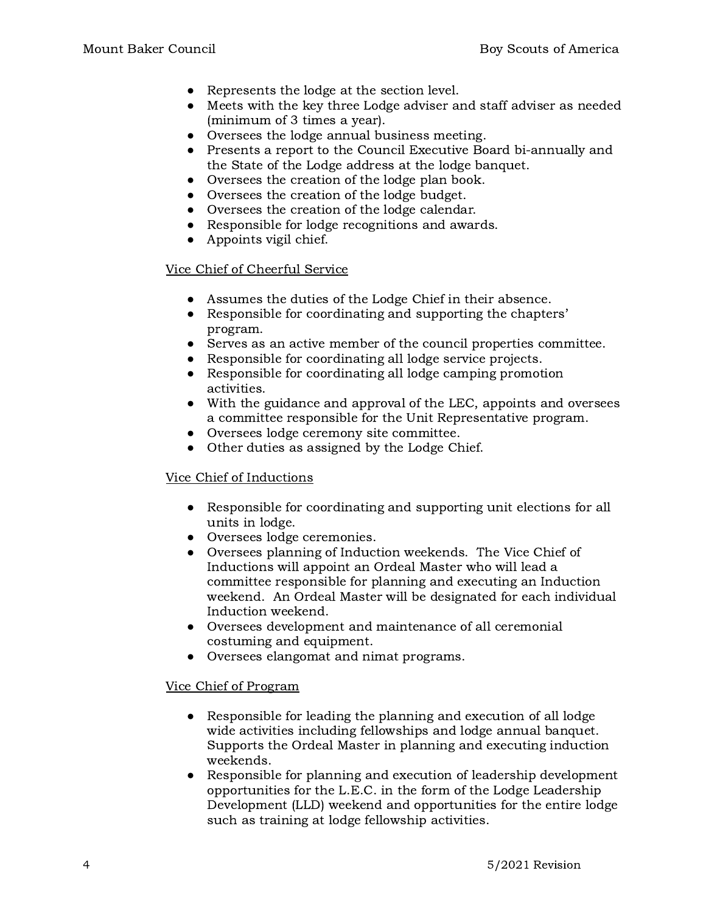- Represents the lodge at the section level.
- Meets with the key three Lodge adviser and staff adviser as needed (minimum of 3 times a year).
- Oversees the lodge annual business meeting.
- Presents a report to the Council Executive Board bi-annually and the State of the Lodge address at the lodge banquet.
- Oversees the creation of the lodge plan book.
- Oversees the creation of the lodge budget.
- Oversees the creation of the lodge calendar.
- Responsible for lodge recognitions and awards.
- Appoints vigil chief.

Vice Chief of Cheerful Service

- Assumes the duties of the Lodge Chief in their absence.
- Responsible for coordinating and supporting the chapters' program.
- Serves as an active member of the council properties committee.
- Responsible for coordinating all lodge service projects.
- Responsible for coordinating all lodge camping promotion activities.
- With the guidance and approval of the LEC, appoints and oversees a committee responsible for the Unit Representative program.
- Oversees lodge ceremony site committee.
- Other duties as assigned by the Lodge Chief.

Vice Chief of Inductions

- Responsible for coordinating and supporting unit elections for all units in lodge.
- Oversees lodge ceremonies.
- Oversees planning of Induction weekends. The Vice Chief of Inductions will appoint an Ordeal Master who will lead a committee responsible for planning and executing an Induction weekend. An Ordeal Master will be designated for each individual Induction weekend.
- Oversees development and maintenance of all ceremonial costuming and equipment.
- Oversees elangomat and nimat programs.

Vice Chief of Program

- Responsible for leading the planning and execution of all lodge wide activities including fellowships and lodge annual banquet. Supports the Ordeal Master in planning and executing induction weekends.
- Responsible for planning and execution of leadership development opportunities for the L.E.C. in the form of the Lodge Leadership Development (LLD) weekend and opportunities for the entire lodge such as training at lodge fellowship activities.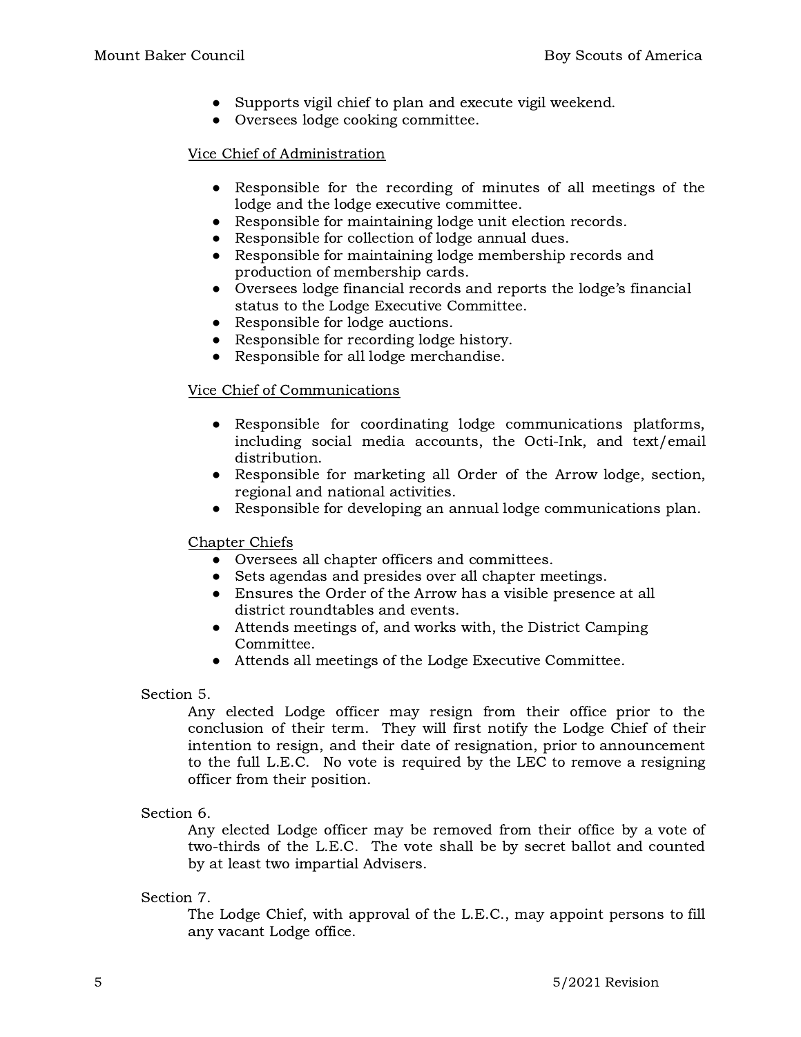- Supports vigil chief to plan and execute vigil weekend.
- Oversees lodge cooking committee.

Vice Chief of Administration

- Responsible for the recording of minutes of all meetings of the lodge and the lodge executive committee.
- Responsible for maintaining lodge unit election records.
- Responsible for collection of lodge annual dues.
- Responsible for maintaining lodge membership records and production of membership cards.
- Oversees lodge financial records and reports the lodge's financial status to the Lodge Executive Committee.
- Responsible for lodge auctions.
- Responsible for recording lodge history.
- Responsible for all lodge merchandise.

Vice Chief of Communications

- Responsible for coordinating lodge communications platforms, including social media accounts, the Octi-Ink, and text/email distribution.
- Responsible for marketing all Order of the Arrow lodge, section, regional and national activities.
- Responsible for developing an annual lodge communications plan.

Chapter Chiefs

- Oversees all chapter officers and committees.
- Sets agendas and presides over all chapter meetings.
- Ensures the Order of the Arrow has a visible presence at all district roundtables and events.
- Attends meetings of, and works with, the District Camping Committee.
- Attends all meetings of the Lodge Executive Committee.

Section 5.

Any elected Lodge officer may resign from their office prior to the conclusion of their term. They will first notify the Lodge Chief of their intention to resign, and their date of resignation, prior to announcement to the full L.E.C. No vote is required by the LEC to remove a resigning officer from their position.

Section 6.

Any elected Lodge officer may be removed from their office by a vote of two-thirds of the L.E.C. The vote shall be by secret ballot and counted by at least two impartial Advisers.

Section 7.

The Lodge Chief, with approval of the L.E.C., may appoint persons to fill any vacant Lodge office.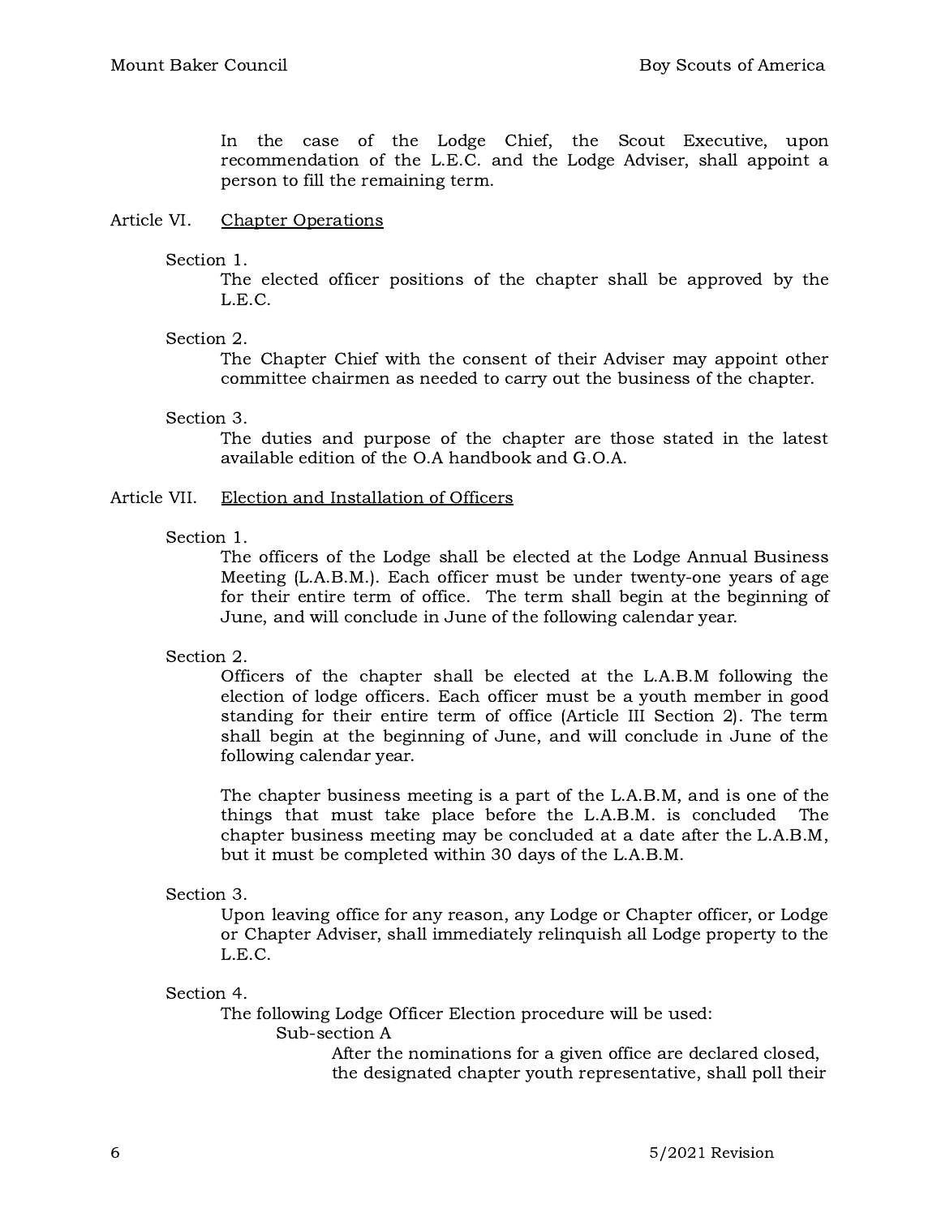In the case of the Lodge Chief, the Scout Executive, upon recommendation of the L.E.C. and the Lodge Adviser, shall appoint a person to fill the remaining term.

## Article VI. Chapter Operations

Section 1.

The elected officer positions of the chapter shall be approved by the L.E.C.

Section 2.

The Chapter Chief with the consent of their Adviser may appoint other committee chairmen as needed to carry out the business of the chapter.

Section 3.

The duties and purpose of the chapter are those stated in the latest available edition of the O.A handbook and G.O.A.

## Article VII. Election and Installation of Officers

Section 1.

The officers of the Lodge shall be elected at the Lodge Annual Business Meeting (L.A.B.M.). Each officer must be under twenty-one years of age for their entire term of office. The term shall begin at the beginning of June, and will conclude in June of the following calendar year.

Section 2.

Officers of the chapter shall be elected at the L.A.B.M following the election of lodge officers. Each officer must be a youth member in good standing for their entire term of office (Article III Section 2). The term shall begin at the beginning of June, and will conclude in June of the following calendar year.

The chapter business meeting is a part of the L.A.B.M, and is one of the things that must take place before the L.A.B.M. is concluded The chapter business meeting may be concluded at a date after the L.A.B.M, but it must be completed within 30 days of the L.A.B.M.

Section 3.

Upon leaving office for any reason, any Lodge or Chapter officer, or Lodge or Chapter Adviser, shall immediately relinquish all Lodge property to the L.E.C.

Section 4.

The following Lodge Officer Election procedure will be used:

Sub-section A

After the nominations for a given office are declared closed, the designated chapter youth representative, shall poll their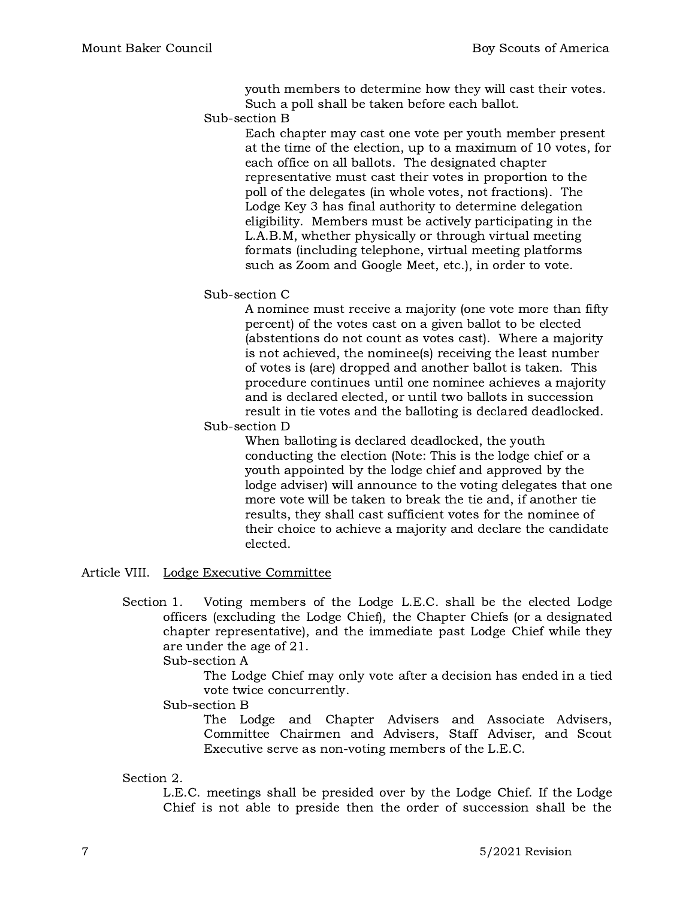youth members to determine how they will cast their votes. Such a poll shall be taken before each ballot.

Sub-section B

Each chapter may cast one vote per youth member present at the time of the election, up to a maximum of 10 votes, for each office on all ballots. The designated chapter representative must cast their votes in proportion to the poll of the delegates (in whole votes, not fractions). The Lodge Key 3 has final authority to determine delegation eligibility. Members must be actively participating in the L.A.B.M, whether physically or through virtual meeting formats (including telephone, virtual meeting platforms such as Zoom and Google Meet, etc.), in order to vote.

Sub-section C

A nominee must receive a majority (one vote more than fifty percent) of the votes cast on a given ballot to be elected (abstentions do not count as votes cast). Where a majority is not achieved, the nominee(s) receiving the least number of votes is (are) dropped and another ballot is taken. This procedure continues until one nominee achieves a majority and is declared elected, or until two ballots in succession result in tie votes and the balloting is declared deadlocked.

Sub-section D

When balloting is declared deadlocked, the youth conducting the election (Note: This is the lodge chief or a youth appointed by the lodge chief and approved by the lodge adviser) will announce to the voting delegates that one more vote will be taken to break the tie and, if another tie results, they shall cast sufficient votes for the nominee of their choice to achieve a majority and declare the candidate elected.

## Article VIII. Lodge Executive Committee

Section 1. Voting members of the Lodge L.E.C. shall be the elected Lodge officers (excluding the Lodge Chief), the Chapter Chiefs (or a designated chapter representative), and the immediate past Lodge Chief while they are under the age of 21.

Sub-section A

The Lodge Chief may only vote after a decision has ended in a tied vote twice concurrently.

Sub-section B

The Lodge and Chapter Advisers and Associate Advisers, Committee Chairmen and Advisers, Staff Adviser, and Scout Executive serve as non-voting members of the L.E.C.

Section 2.

L.E.C. meetings shall be presided over by the Lodge Chief. If the Lodge Chief is not able to preside then the order of succession shall be the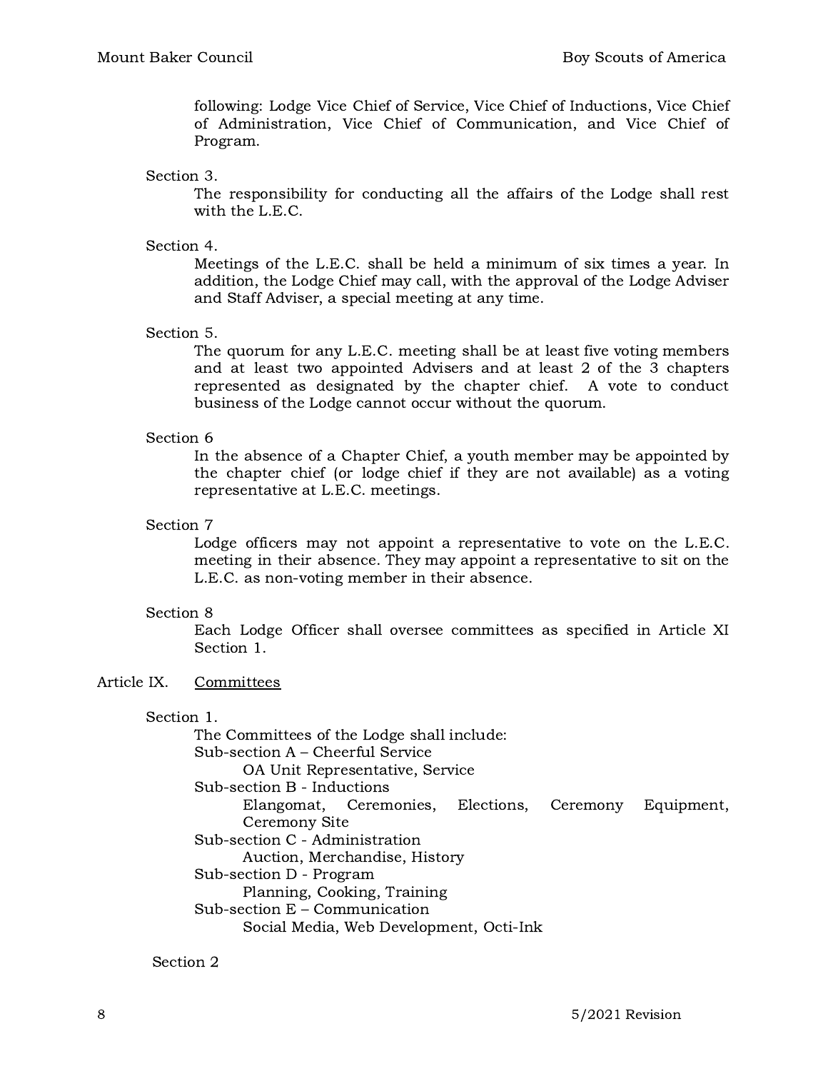following: Lodge Vice Chief of Service, Vice Chief of Inductions, Vice Chief of Administration, Vice Chief of Communication, and Vice Chief of Program.

Section 3.

The responsibility for conducting all the affairs of the Lodge shall rest with the L.E.C.

Section 4.

Meetings of the L.E.C. shall be held a minimum of six times a year. In addition, the Lodge Chief may call, with the approval of the Lodge Adviser and Staff Adviser, a special meeting at any time.

Section 5.

The quorum for any L.E.C. meeting shall be at least five voting members and at least two appointed Advisers and at least 2 of the 3 chapters represented as designated by the chapter chief. A vote to conduct business of the Lodge cannot occur without the quorum.

Section 6

In the absence of a Chapter Chief, a youth member may be appointed by the chapter chief (or lodge chief if they are not available) as a voting representative at L.E.C. meetings.

Section 7

Lodge officers may not appoint a representative to vote on the L.E.C. meeting in their absence. They may appoint a representative to sit on the L.E.C. as non-voting member in their absence.

Section 8

Each Lodge Officer shall oversee committees as specified in Article XI Section 1.

## Article IX. Committees

Section 1.

The Committees of the Lodge shall include:

Sub-section A – Cheerful Service
- OA Unit Representative, Service

Sub-section B - Inductions
- Elangomat, Ceremonies, Elections, Ceremony Equipment, Ceremony Site

Sub-section C - Administration
- Auction, Merchandise, History

Sub-section D - Program
- Planning, Cooking, Training

Sub-section E – Communication
- Social Media, Web Development, Octi-Ink

Section 2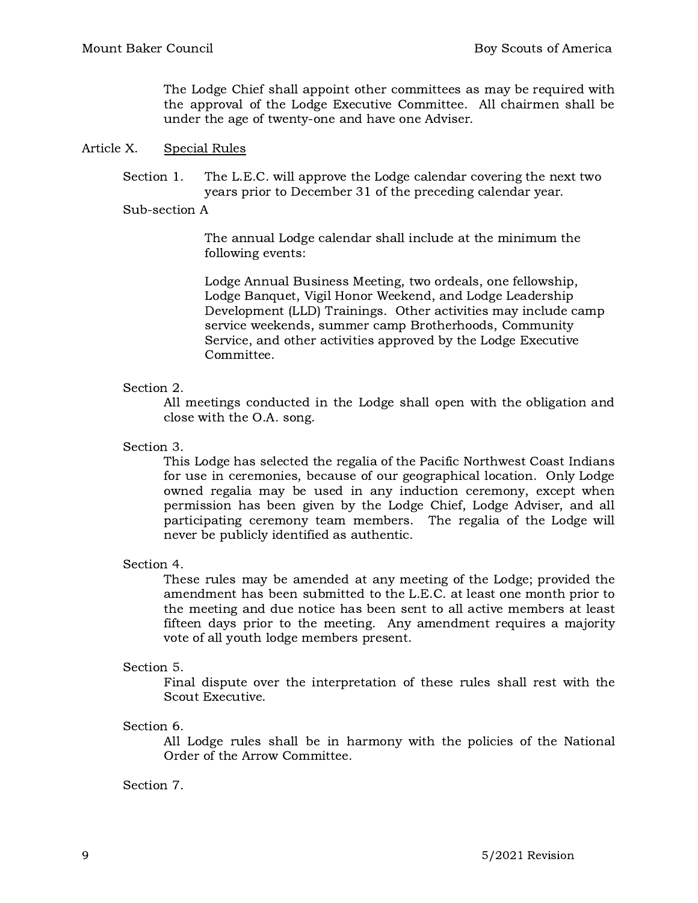The Lodge Chief shall appoint other committees as may be required with the approval of the Lodge Executive Committee. All chairmen shall be under the age of twenty-one and have one Adviser.

## Article X. Special Rules

Section 1. The L.E.C. will approve the Lodge calendar covering the next two years prior to December 31 of the preceding calendar year.

Sub-section A

The annual Lodge calendar shall include at the minimum the following events:

Lodge Annual Business Meeting, two ordeals, one fellowship, Lodge Banquet, Vigil Honor Weekend, and Lodge Leadership Development (LLD) Trainings. Other activities may include camp service weekends, summer camp Brotherhoods, Community Service, and other activities approved by the Lodge Executive Committee.

Section 2.

All meetings conducted in the Lodge shall open with the obligation and close with the O.A. song.

Section 3.

This Lodge has selected the regalia of the Pacific Northwest Coast Indians for use in ceremonies, because of our geographical location. Only Lodge owned regalia may be used in any induction ceremony, except when permission has been given by the Lodge Chief, Lodge Adviser, and all participating ceremony team members. The regalia of the Lodge will never be publicly identified as authentic.

Section 4.

These rules may be amended at any meeting of the Lodge; provided the amendment has been submitted to the L.E.C. at least one month prior to the meeting and due notice has been sent to all active members at least fifteen days prior to the meeting. Any amendment requires a majority vote of all youth lodge members present.

Section 5.

Final dispute over the interpretation of these rules shall rest with the Scout Executive.

Section 6.

All Lodge rules shall be in harmony with the policies of the National Order of the Arrow Committee.

Section 7.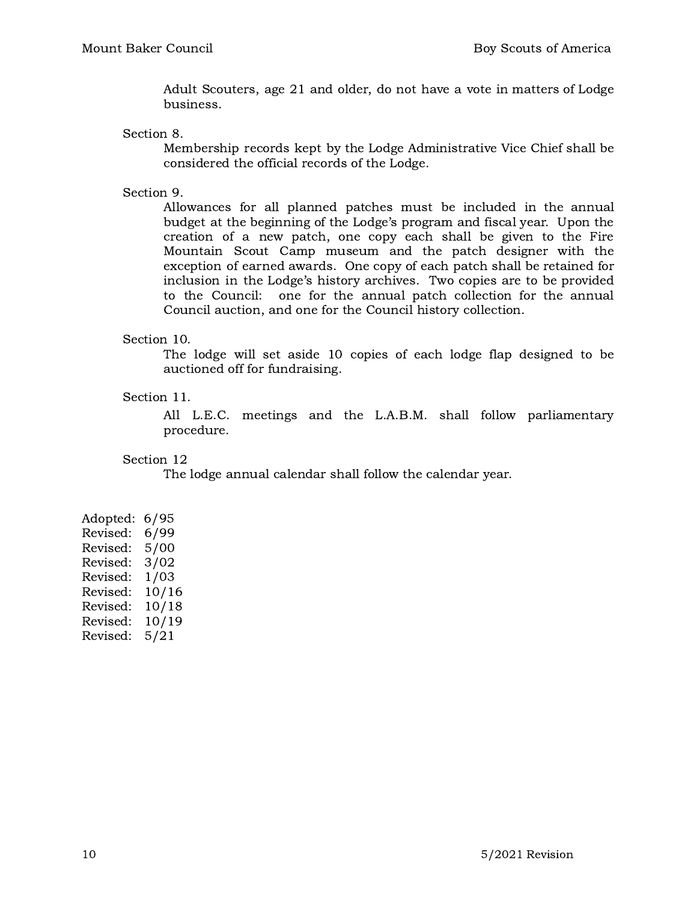Adult Scouters, age 21 and older, do not have a vote in matters of Lodge business.

Section 8.

Membership records kept by the Lodge Administrative Vice Chief shall be considered the official records of the Lodge.

Section 9.

Allowances for all planned patches must be included in the annual budget at the beginning of the Lodge's program and fiscal year. Upon the creation of a new patch, one copy each shall be given to the Fire Mountain Scout Camp museum and the patch designer with the exception of earned awards. One copy of each patch shall be retained for inclusion in the Lodge's history archives. Two copies are to be provided to the Council: one for the annual patch collection for the annual Council auction, and one for the Council history collection.

Section 10.

The lodge will set aside 10 copies of each lodge flap designed to be auctioned off for fundraising.

Section 11.

All L.E.C. meetings and the L.A.B.M. shall follow parliamentary procedure.

Section 12

The lodge annual calendar shall follow the calendar year.

Adopted: 6/95
Revised: 6/99
Revised: 5/00
Revised: 3/02
Revised: 1/03
Revised: 10/16
Revised: 10/18
Revised: 10/19
Revised: 5/21